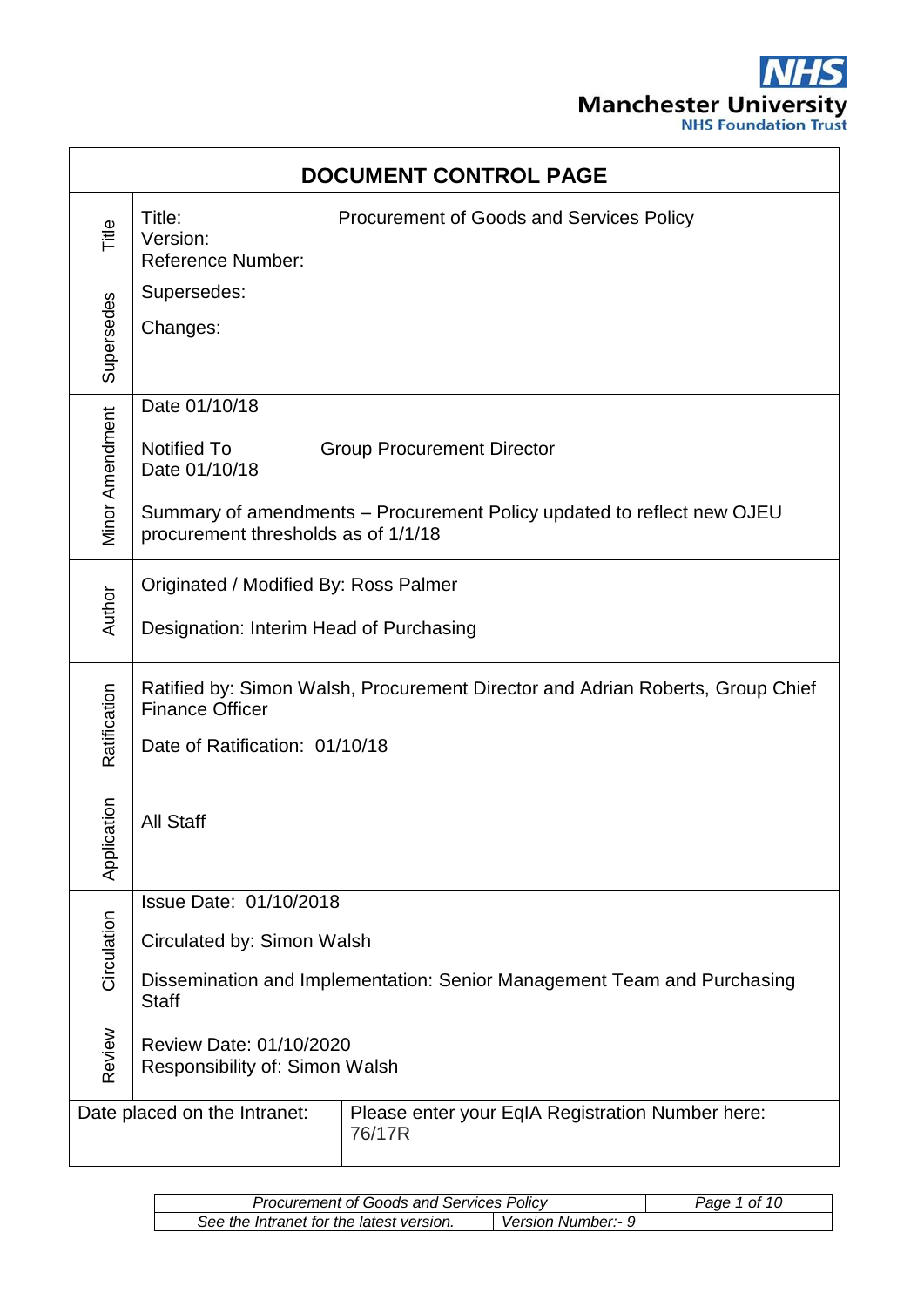NHS
**Manchester University**
**NHS Foundation Trust**

| **DOCUMENT CONTROL PAGE** | |
|---|---|
| Title | Title: Procurement of Goods and Services Policy<br>Version:<br>Reference Number: |
| Supersedes | Supersedes:<br><br>Changes: |
| Minor Amendment | Date 01/10/18<br><br>Notified To Group Procurement Director<br>Date 01/10/18<br><br>Summary of amendments – Procurement Policy updated to reflect new OJEU procurement thresholds as of 1/1/18 |
| Author | Originated / Modified By: Ross Palmer<br><br>Designation: Interim Head of Purchasing |
| Ratification | Ratified by: Simon Walsh, Procurement Director and Adrian Roberts, Group Chief Finance Officer<br><br>Date of Ratification: 01/10/18 |
| Application | All Staff |
| Circulation | Issue Date: 01/10/2018<br><br>Circulated by: Simon Walsh<br><br>Dissemination and Implementation: Senior Management Team and Purchasing Staff |
| Review | Review Date: 01/10/2020<br>Responsibility of: Simon Walsh |
| Date placed on the Intranet: | Please enter your EqIA Registration Number here: 76/17R |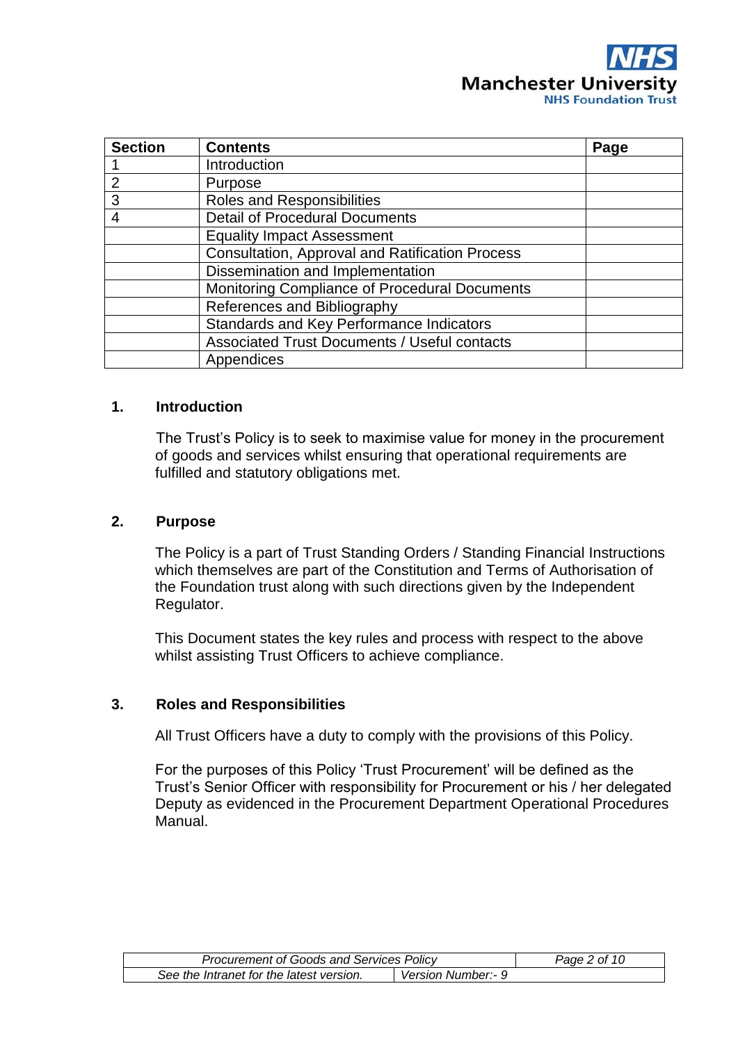| Section | Contents | Page |
|---|---|---|
| 1 | Introduction | |
| 2 | Purpose | |
| 3 | Roles and Responsibilities | |
| 4 | Detail of Procedural Documents | |
| | Equality Impact Assessment | |
| | Consultation, Approval and Ratification Process | |
| | Dissemination and Implementation | |
| | Monitoring Compliance of Procedural Documents | |
| | References and Bibliography | |
| | Standards and Key Performance Indicators | |
| | Associated Trust Documents / Useful contacts | |
| | Appendices | |

## 1. Introduction

The Trust's Policy is to seek to maximise value for money in the procurement of goods and services whilst ensuring that operational requirements are fulfilled and statutory obligations met.

## 2. Purpose

The Policy is a part of Trust Standing Orders / Standing Financial Instructions which themselves are part of the Constitution and Terms of Authorisation of the Foundation trust along with such directions given by the Independent Regulator.

This Document states the key rules and process with respect to the above whilst assisting Trust Officers to achieve compliance.

## 3. Roles and Responsibilities

All Trust Officers have a duty to comply with the provisions of this Policy.

For the purposes of this Policy 'Trust Procurement' will be defined as the Trust's Senior Officer with responsibility for Procurement or his / her delegated Deputy as evidenced in the Procurement Department Operational Procedures Manual.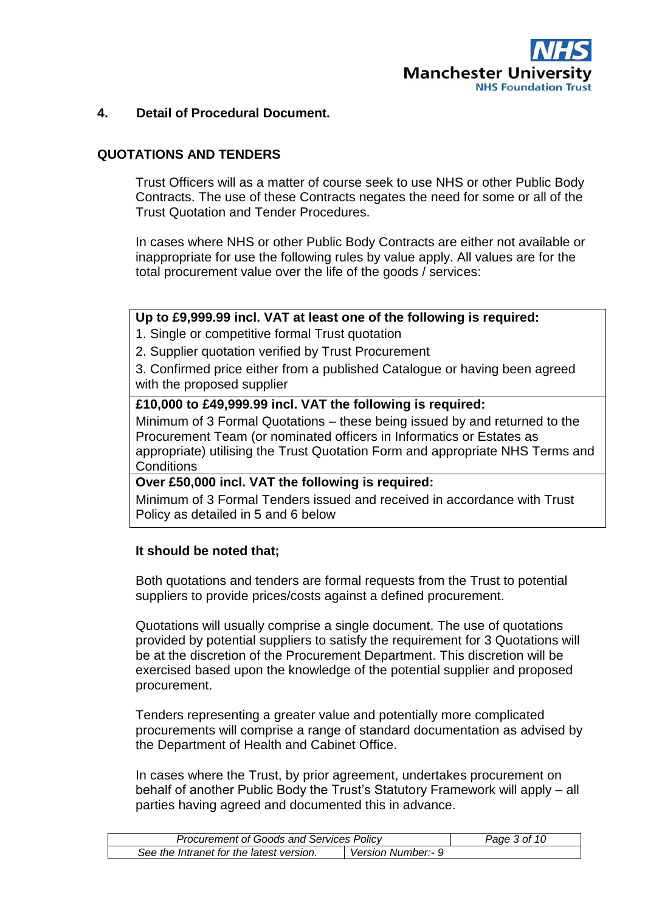## 4. Detail of Procedural Document.

### QUOTATIONS AND TENDERS

Trust Officers will as a matter of course seek to use NHS or other Public Body Contracts. The use of these Contracts negates the need for some or all of the Trust Quotation and Tender Procedures.

In cases where NHS or other Public Body Contracts are either not available or inappropriate for use the following rules by value apply. All values are for the total procurement value over the life of the goods / services:

| **Up to £9,999.99 incl. VAT at least one of the following is required:** |
|---|
| 1. Single or competitive formal Trust quotation<br>2. Supplier quotation verified by Trust Procurement<br>3. Confirmed price either from a published Catalogue or having been agreed with the proposed supplier |
| **£10,000 to £49,999.99 incl. VAT the following is required:** |
| Minimum of 3 Formal Quotations – these being issued by and returned to the Procurement Team (or nominated officers in Informatics or Estates as appropriate) utilising the Trust Quotation Form and appropriate NHS Terms and Conditions |
| **Over £50,000 incl. VAT the following is required:** |
| Minimum of 3 Formal Tenders issued and received in accordance with Trust Policy as detailed in 5 and 6 below |

**It should be noted that;**

Both quotations and tenders are formal requests from the Trust to potential suppliers to provide prices/costs against a defined procurement.

Quotations will usually comprise a single document. The use of quotations provided by potential suppliers to satisfy the requirement for 3 Quotations will be at the discretion of the Procurement Department. This discretion will be exercised based upon the knowledge of the potential supplier and proposed procurement.

Tenders representing a greater value and potentially more complicated procurements will comprise a range of standard documentation as advised by the Department of Health and Cabinet Office.

In cases where the Trust, by prior agreement, undertakes procurement on behalf of another Public Body the Trust's Statutory Framework will apply – all parties having agreed and documented this in advance.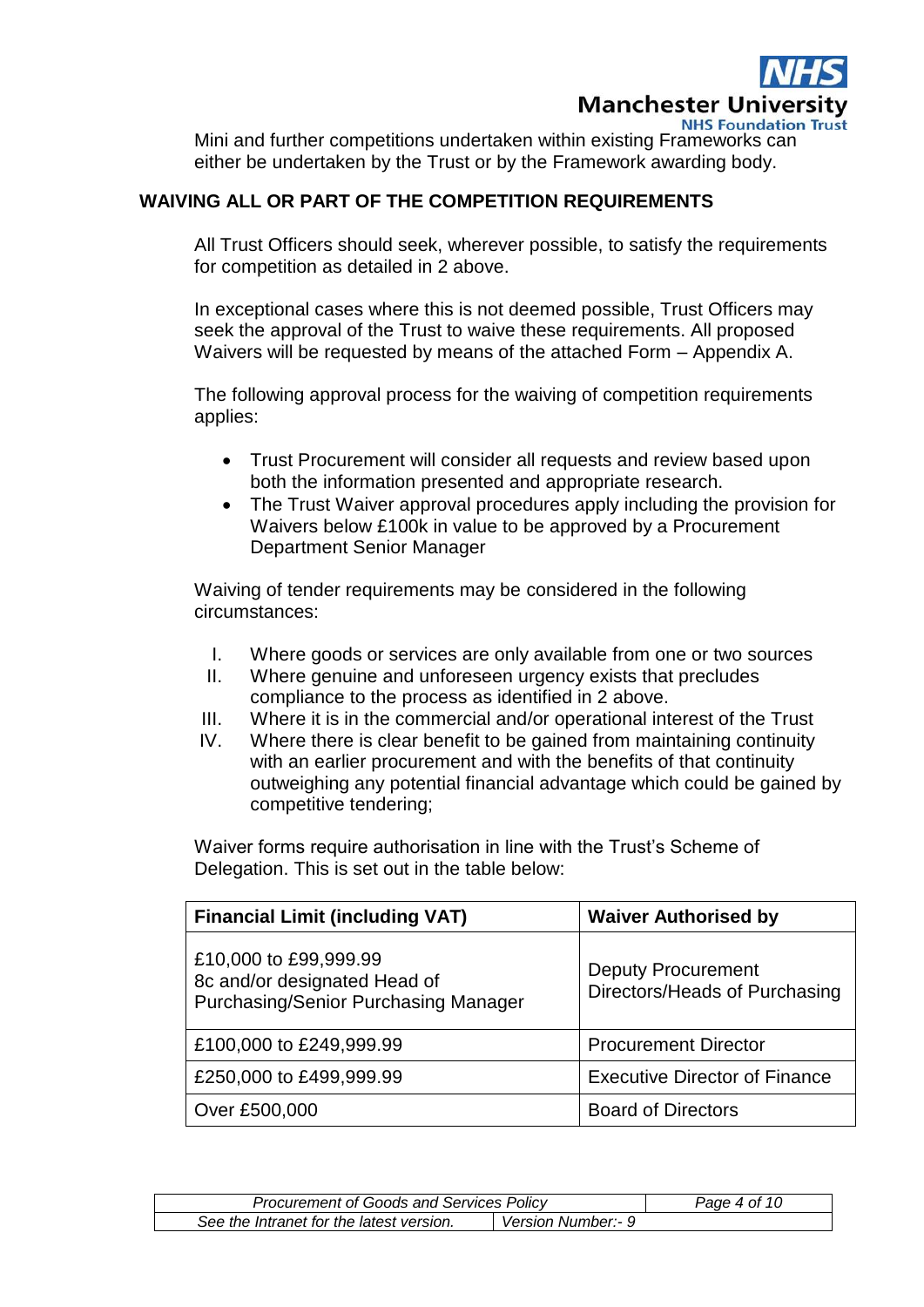Mini and further competitions undertaken within existing Frameworks can either be undertaken by the Trust or by the Framework awarding body.

## WAIVING ALL OR PART OF THE COMPETITION REQUIREMENTS

All Trust Officers should seek, wherever possible, to satisfy the requirements for competition as detailed in 2 above.

In exceptional cases where this is not deemed possible, Trust Officers may seek the approval of the Trust to waive these requirements. All proposed Waivers will be requested by means of the attached Form – Appendix A.

The following approval process for the waiving of competition requirements applies:

- Trust Procurement will consider all requests and review based upon both the information presented and appropriate research.
- The Trust Waiver approval procedures apply including the provision for Waivers below £100k in value to be approved by a Procurement Department Senior Manager

Waiving of tender requirements may be considered in the following circumstances:

I. Where goods or services are only available from one or two sources
II. Where genuine and unforeseen urgency exists that precludes compliance to the process as identified in 2 above.
III. Where it is in the commercial and/or operational interest of the Trust
IV. Where there is clear benefit to be gained from maintaining continuity with an earlier procurement and with the benefits of that continuity outweighing any potential financial advantage which could be gained by competitive tendering;

Waiver forms require authorisation in line with the Trust's Scheme of Delegation. This is set out in the table below:

| Financial Limit (including VAT) | Waiver Authorised by |
|---|---|
| £10,000 to £99,999.99<br>8c and/or designated Head of Purchasing/Senior Purchasing Manager | Deputy Procurement Directors/Heads of Purchasing |
| £100,000 to £249,999.99 | Procurement Director |
| £250,000 to £499,999.99 | Executive Director of Finance |
| Over £500,000 | Board of Directors |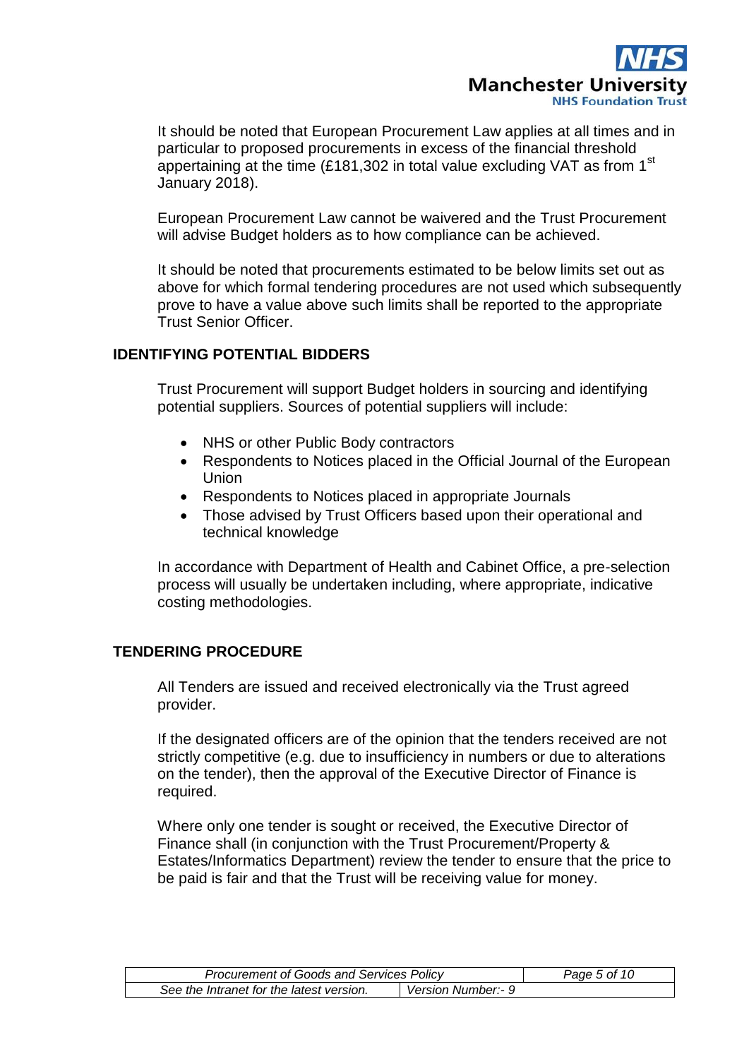It should be noted that European Procurement Law applies at all times and in particular to proposed procurements in excess of the financial threshold appertaining at the time (£181,302 in total value excluding VAT as from 1st January 2018).

European Procurement Law cannot be waivered and the Trust Procurement will advise Budget holders as to how compliance can be achieved.

It should be noted that procurements estimated to be below limits set out as above for which formal tendering procedures are not used which subsequently prove to have a value above such limits shall be reported to the appropriate Trust Senior Officer.

## IDENTIFYING POTENTIAL BIDDERS

Trust Procurement will support Budget holders in sourcing and identifying potential suppliers. Sources of potential suppliers will include:

- NHS or other Public Body contractors
- Respondents to Notices placed in the Official Journal of the European Union
- Respondents to Notices placed in appropriate Journals
- Those advised by Trust Officers based upon their operational and technical knowledge

In accordance with Department of Health and Cabinet Office, a pre-selection process will usually be undertaken including, where appropriate, indicative costing methodologies.

## TENDERING PROCEDURE

All Tenders are issued and received electronically via the Trust agreed provider.

If the designated officers are of the opinion that the tenders received are not strictly competitive (e.g. due to insufficiency in numbers or due to alterations on the tender), then the approval of the Executive Director of Finance is required.

Where only one tender is sought or received, the Executive Director of Finance shall (in conjunction with the Trust Procurement/Property & Estates/Informatics Department) review the tender to ensure that the price to be paid is fair and that the Trust will be receiving value for money.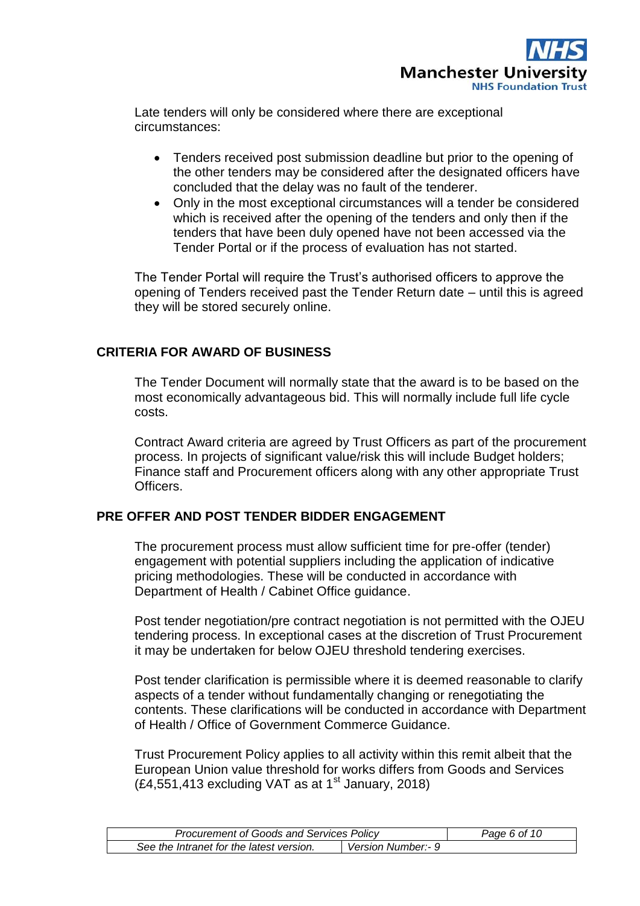Late tenders will only be considered where there are exceptional circumstances:

- Tenders received post submission deadline but prior to the opening of the other tenders may be considered after the designated officers have concluded that the delay was no fault of the tenderer.
- Only in the most exceptional circumstances will a tender be considered which is received after the opening of the tenders and only then if the tenders that have been duly opened have not been accessed via the Tender Portal or if the process of evaluation has not started.

The Tender Portal will require the Trust's authorised officers to approve the opening of Tenders received past the Tender Return date – until this is agreed they will be stored securely online.

## CRITERIA FOR AWARD OF BUSINESS

The Tender Document will normally state that the award is to be based on the most economically advantageous bid. This will normally include full life cycle costs.

Contract Award criteria are agreed by Trust Officers as part of the procurement process. In projects of significant value/risk this will include Budget holders; Finance staff and Procurement officers along with any other appropriate Trust Officers.

## PRE OFFER AND POST TENDER BIDDER ENGAGEMENT

The procurement process must allow sufficient time for pre-offer (tender) engagement with potential suppliers including the application of indicative pricing methodologies. These will be conducted in accordance with Department of Health / Cabinet Office guidance.

Post tender negotiation/pre contract negotiation is not permitted with the OJEU tendering process. In exceptional cases at the discretion of Trust Procurement it may be undertaken for below OJEU threshold tendering exercises.

Post tender clarification is permissible where it is deemed reasonable to clarify aspects of a tender without fundamentally changing or renegotiating the contents. These clarifications will be conducted in accordance with Department of Health / Office of Government Commerce Guidance.

Trust Procurement Policy applies to all activity within this remit albeit that the European Union value threshold for works differs from Goods and Services (£4,551,413 excluding VAT as at 1st January, 2018)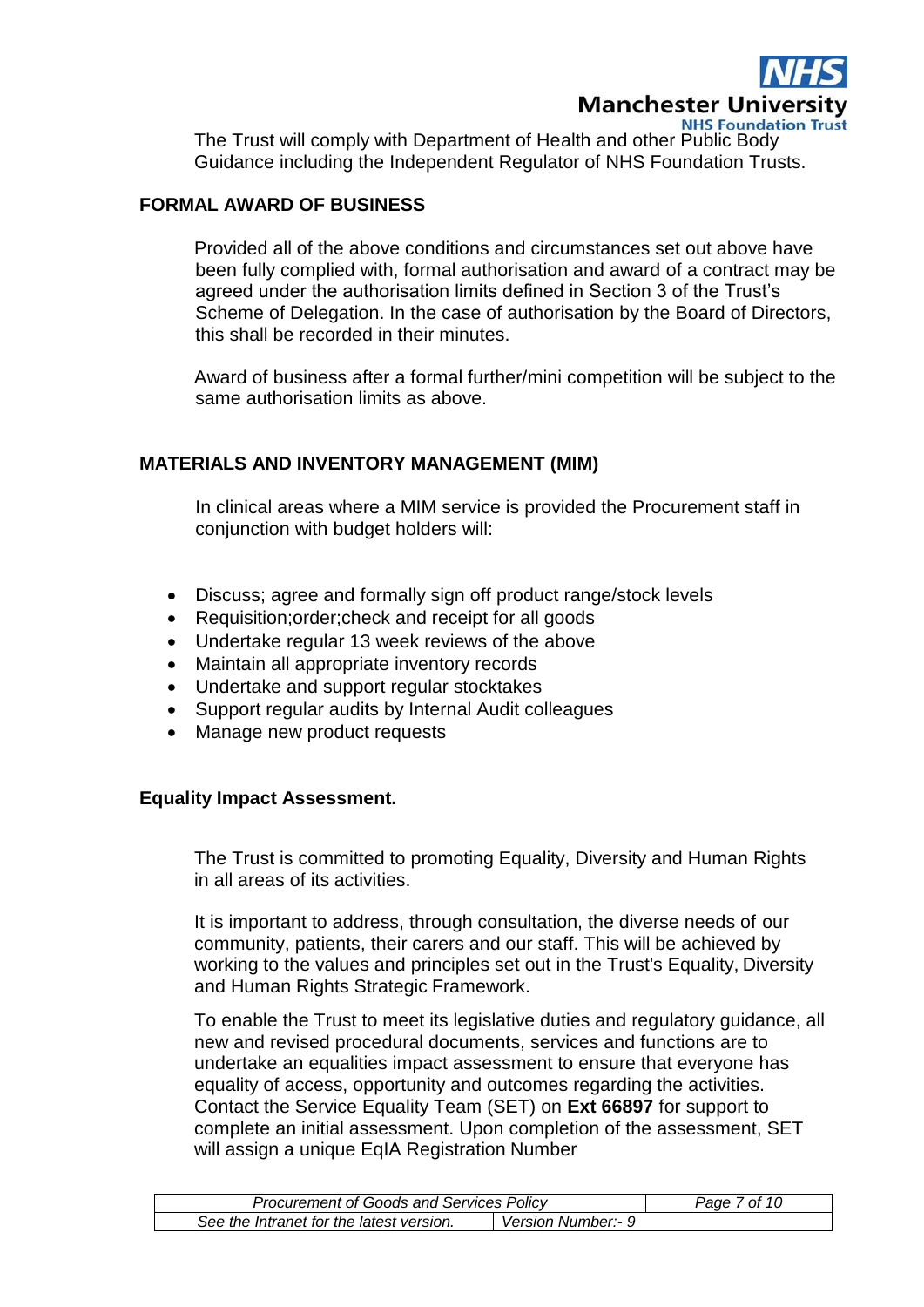The Trust will comply with Department of Health and other Public Body Guidance including the Independent Regulator of NHS Foundation Trusts.

## FORMAL AWARD OF BUSINESS

Provided all of the above conditions and circumstances set out above have been fully complied with, formal authorisation and award of a contract may be agreed under the authorisation limits defined in Section 3 of the Trust's Scheme of Delegation. In the case of authorisation by the Board of Directors, this shall be recorded in their minutes.

Award of business after a formal further/mini competition will be subject to the same authorisation limits as above.

## MATERIALS AND INVENTORY MANAGEMENT (MIM)

In clinical areas where a MIM service is provided the Procurement staff in conjunction with budget holders will:

- Discuss; agree and formally sign off product range/stock levels
- Requisition;order;check and receipt for all goods
- Undertake regular 13 week reviews of the above
- Maintain all appropriate inventory records
- Undertake and support regular stocktakes
- Support regular audits by Internal Audit colleagues
- Manage new product requests

## Equality Impact Assessment.

The Trust is committed to promoting Equality, Diversity and Human Rights in all areas of its activities.

It is important to address, through consultation, the diverse needs of our community, patients, their carers and our staff. This will be achieved by working to the values and principles set out in the Trust's Equality, Diversity and Human Rights Strategic Framework.

To enable the Trust to meet its legislative duties and regulatory guidance, all new and revised procedural documents, services and functions are to undertake an equalities impact assessment to ensure that everyone has equality of access, opportunity and outcomes regarding the activities. Contact the Service Equality Team (SET) on **Ext 66897** for support to complete an initial assessment. Upon completion of the assessment, SET will assign a unique EqIA Registration Number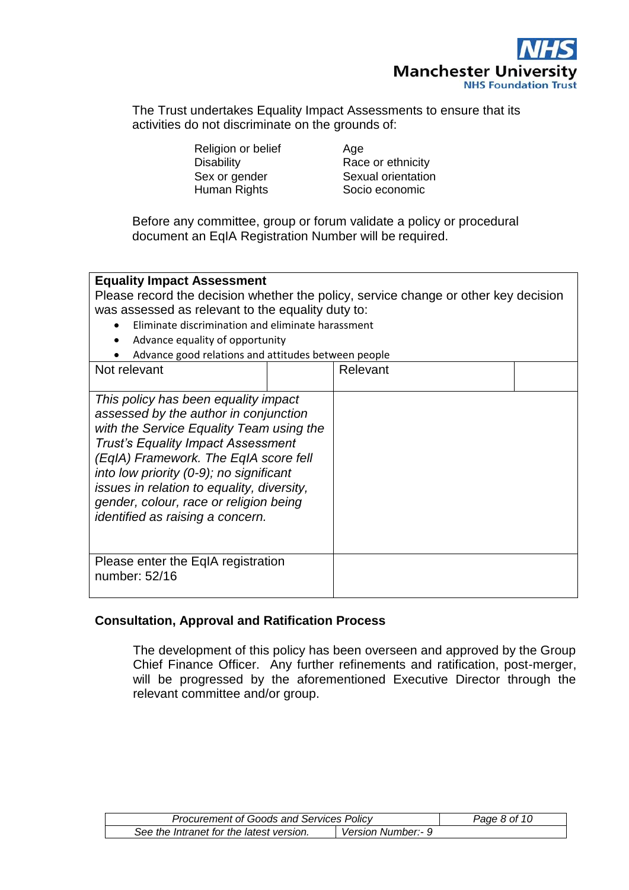The Trust undertakes Equality Impact Assessments to ensure that its activities do not discriminate on the grounds of:

| | |
|---|---|
| Religion or belief | Age |
| Disability | Race or ethnicity |
| Sex or gender | Sexual orientation |
| Human Rights | Socio economic |

Before any committee, group or forum validate a policy or procedural document an EqIA Registration Number will be required.

| **Equality Impact Assessment**<br>Please record the decision whether the policy, service change or other key decision was assessed as relevant to the equality duty to:<br>• Eliminate discrimination and eliminate harassment<br>• Advance equality of opportunity<br>• Advance good relations and attitudes between people | | | |
|---|---|---|---|
| Not relevant | | Relevant | |
| *This policy has been equality impact assessed by the author in conjunction with the Service Equality Team using the Trust's Equality Impact Assessment (EqIA) Framework. The EqIA score fell into low priority (0-9); no significant issues in relation to equality, diversity, gender, colour, race or religion being identified as raising a concern.* | | | |
| Please enter the EqIA registration number: 52/16 | | | |

**Consultation, Approval and Ratification Process**

The development of this policy has been overseen and approved by the Group Chief Finance Officer. Any further refinements and ratification, post-merger, will be progressed by the aforementioned Executive Director through the relevant committee and/or group.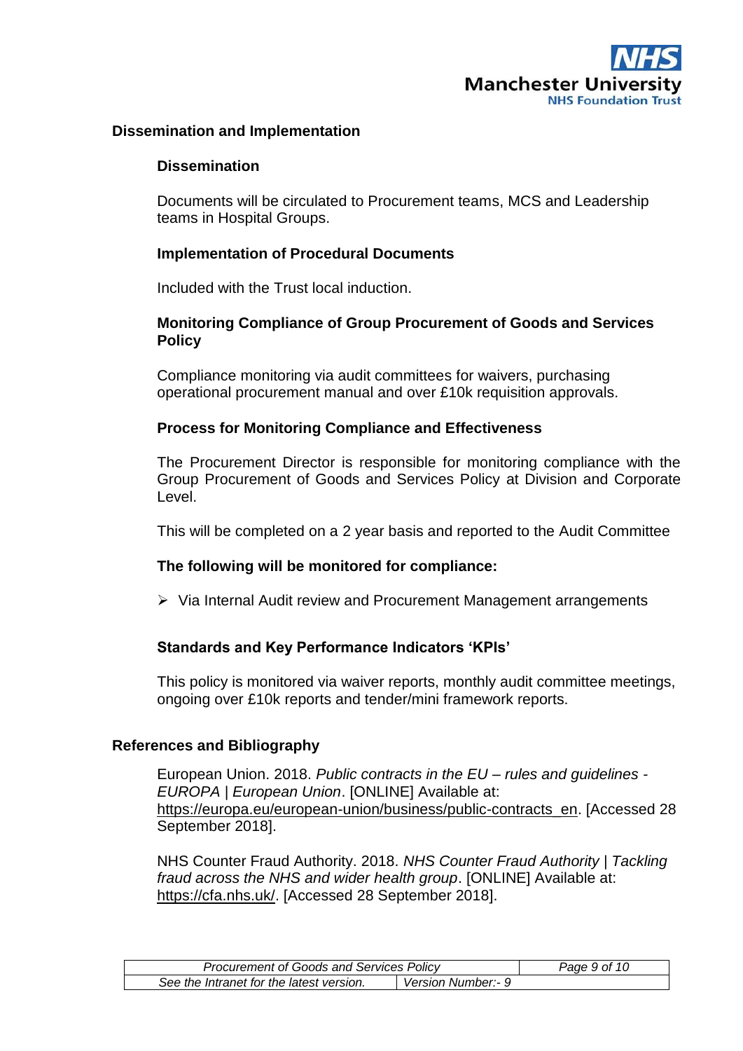## Dissemination and Implementation

### Dissemination

Documents will be circulated to Procurement teams, MCS and Leadership teams in Hospital Groups.

### Implementation of Procedural Documents

Included with the Trust local induction.

### Monitoring Compliance of Group Procurement of Goods and Services Policy

Compliance monitoring via audit committees for waivers, purchasing operational procurement manual and over £10k requisition approvals.

### Process for Monitoring Compliance and Effectiveness

The Procurement Director is responsible for monitoring compliance with the Group Procurement of Goods and Services Policy at Division and Corporate Level.

This will be completed on a 2 year basis and reported to the Audit Committee

### The following will be monitored for compliance:

- Via Internal Audit review and Procurement Management arrangements

### Standards and Key Performance Indicators 'KPIs'

This policy is monitored via waiver reports, monthly audit committee meetings, ongoing over £10k reports and tender/mini framework reports.

## References and Bibliography

European Union. 2018. *Public contracts in the EU – rules and guidelines - EUROPA | European Union*. [ONLINE] Available at: https://europa.eu/european-union/business/public-contracts_en. [Accessed 28 September 2018].

NHS Counter Fraud Authority. 2018. *NHS Counter Fraud Authority | Tackling fraud across the NHS and wider health group*. [ONLINE] Available at: https://cfa.nhs.uk/. [Accessed 28 September 2018].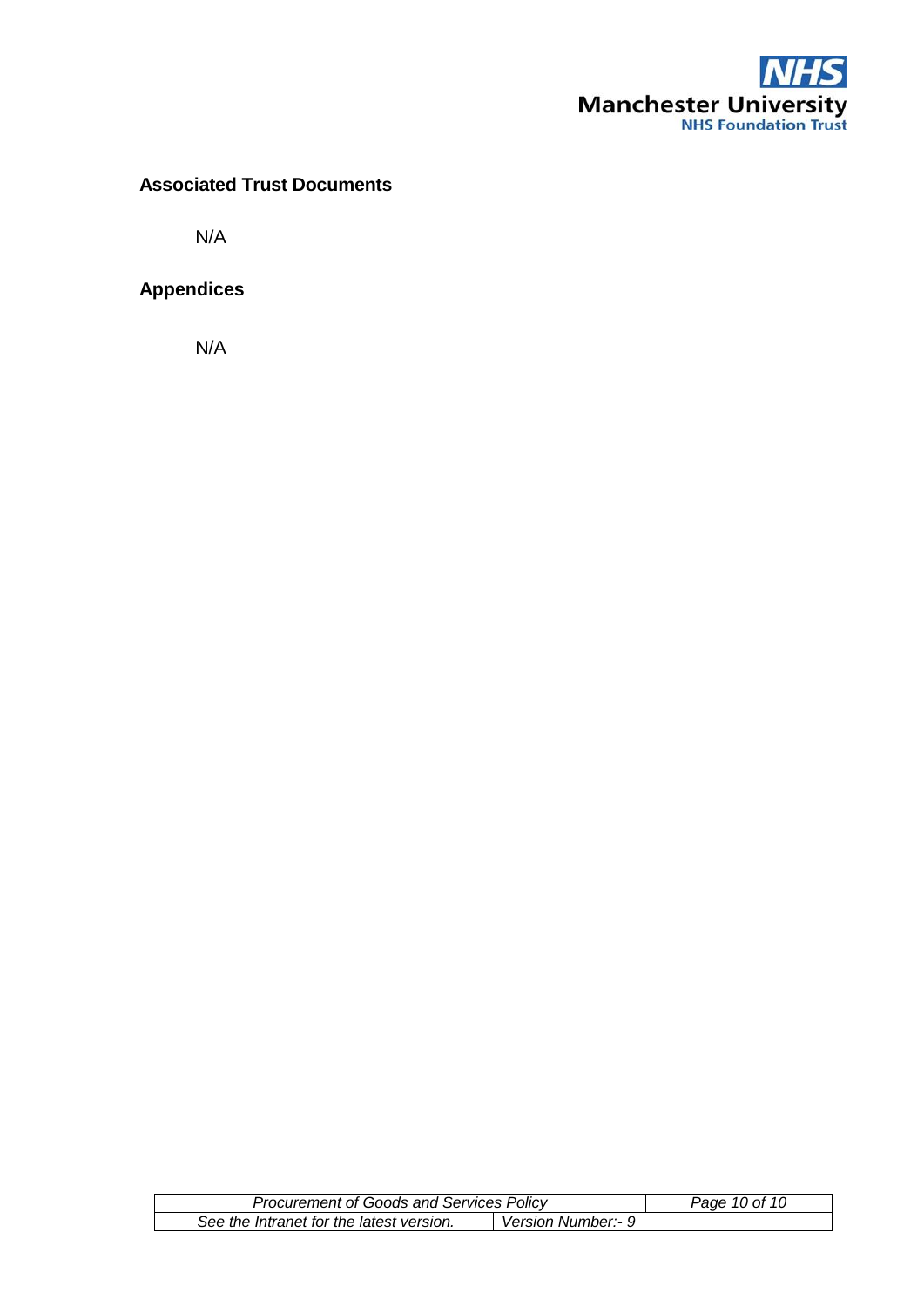## Associated Trust Documents

N/A

## Appendices

N/A